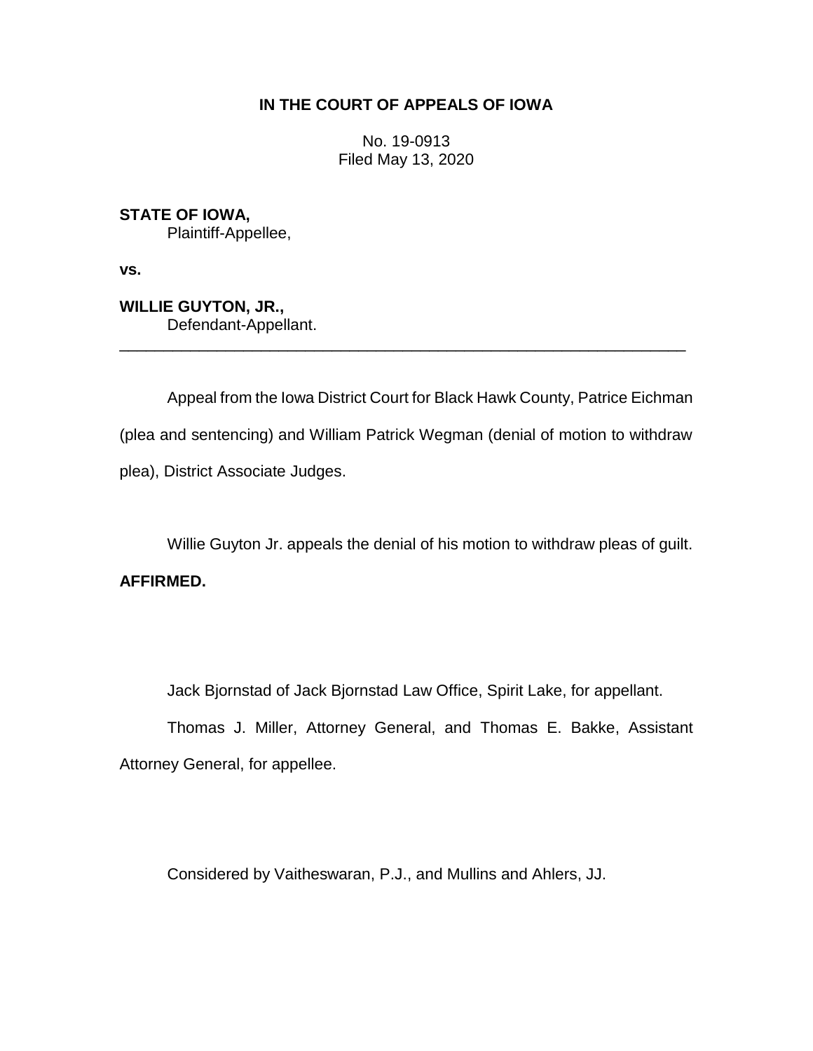**IN THE COURT OF APPEALS OF IOWA**

No. 19-0913
Filed May 13, 2020

**STATE OF IOWA,**
Plaintiff-Appellee,

**vs.**

**WILLIE GUYTON, JR.,**
Defendant-Appellant.

---

Appeal from the Iowa District Court for Black Hawk County, Patrice Eichman (plea and sentencing) and William Patrick Wegman (denial of motion to withdraw plea), District Associate Judges.

Willie Guyton Jr. appeals the denial of his motion to withdraw pleas of guilt.

**AFFIRMED.**

Jack Bjornstad of Jack Bjornstad Law Office, Spirit Lake, for appellant.

Thomas J. Miller, Attorney General, and Thomas E. Bakke, Assistant Attorney General, for appellee.

Considered by Vaitheswaran, P.J., and Mullins and Ahlers, JJ.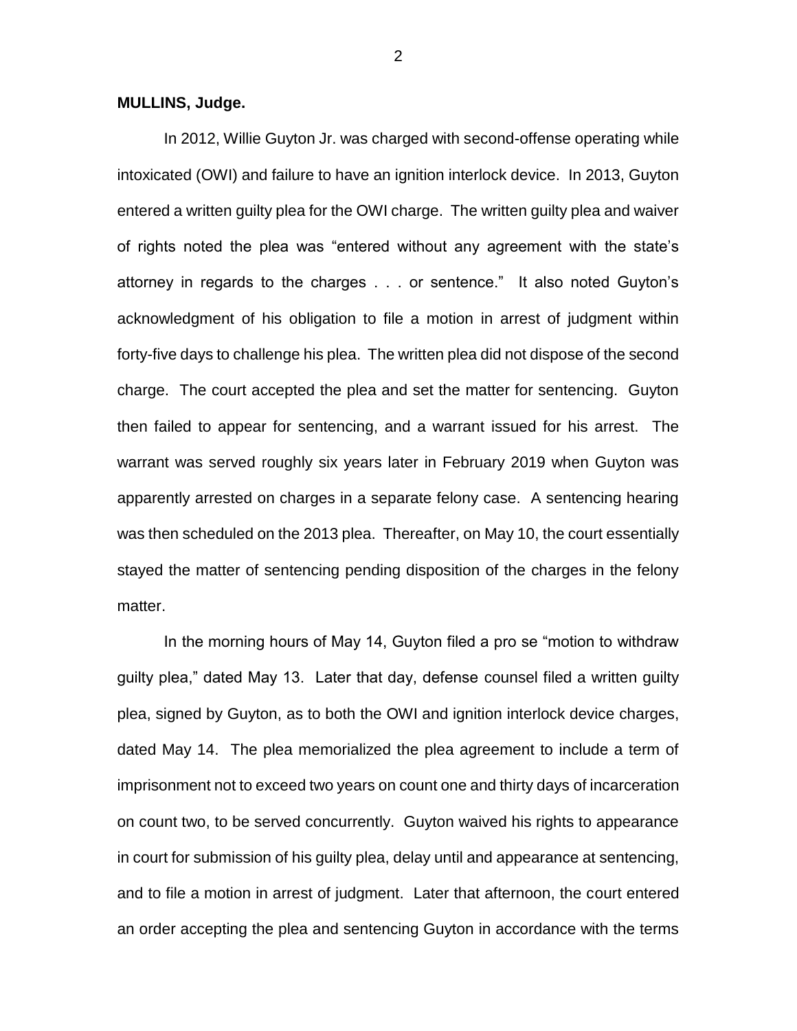**MULLINS, Judge.**

In 2012, Willie Guyton Jr. was charged with second-offense operating while intoxicated (OWI) and failure to have an ignition interlock device. In 2013, Guyton entered a written guilty plea for the OWI charge. The written guilty plea and waiver of rights noted the plea was "entered without any agreement with the state's attorney in regards to the charges . . . or sentence." It also noted Guyton's acknowledgment of his obligation to file a motion in arrest of judgment within forty-five days to challenge his plea. The written plea did not dispose of the second charge. The court accepted the plea and set the matter for sentencing. Guyton then failed to appear for sentencing, and a warrant issued for his arrest. The warrant was served roughly six years later in February 2019 when Guyton was apparently arrested on charges in a separate felony case. A sentencing hearing was then scheduled on the 2013 plea. Thereafter, on May 10, the court essentially stayed the matter of sentencing pending disposition of the charges in the felony matter.

In the morning hours of May 14, Guyton filed a pro se "motion to withdraw guilty plea," dated May 13. Later that day, defense counsel filed a written guilty plea, signed by Guyton, as to both the OWI and ignition interlock device charges, dated May 14. The plea memorialized the plea agreement to include a term of imprisonment not to exceed two years on count one and thirty days of incarceration on count two, to be served concurrently. Guyton waived his rights to appearance in court for submission of his guilty plea, delay until and appearance at sentencing, and to file a motion in arrest of judgment. Later that afternoon, the court entered an order accepting the plea and sentencing Guyton in accordance with the terms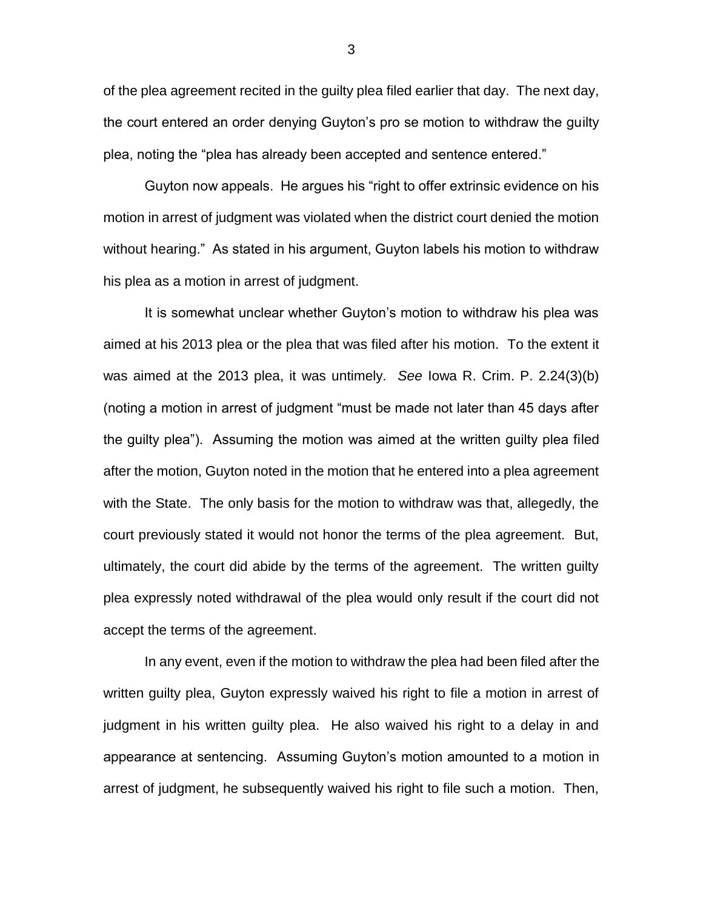of the plea agreement recited in the guilty plea filed earlier that day. The next day, the court entered an order denying Guyton's pro se motion to withdraw the guilty plea, noting the "plea has already been accepted and sentence entered."

Guyton now appeals. He argues his "right to offer extrinsic evidence on his motion in arrest of judgment was violated when the district court denied the motion without hearing." As stated in his argument, Guyton labels his motion to withdraw his plea as a motion in arrest of judgment.

It is somewhat unclear whether Guyton's motion to withdraw his plea was aimed at his 2013 plea or the plea that was filed after his motion. To the extent it was aimed at the 2013 plea, it was untimely. *See* Iowa R. Crim. P. 2.24(3)(b) (noting a motion in arrest of judgment "must be made not later than 45 days after the guilty plea"). Assuming the motion was aimed at the written guilty plea filed after the motion, Guyton noted in the motion that he entered into a plea agreement with the State. The only basis for the motion to withdraw was that, allegedly, the court previously stated it would not honor the terms of the plea agreement. But, ultimately, the court did abide by the terms of the agreement. The written guilty plea expressly noted withdrawal of the plea would only result if the court did not accept the terms of the agreement.

In any event, even if the motion to withdraw the plea had been filed after the written guilty plea, Guyton expressly waived his right to file a motion in arrest of judgment in his written guilty plea. He also waived his right to a delay in and appearance at sentencing. Assuming Guyton's motion amounted to a motion in arrest of judgment, he subsequently waived his right to file such a motion. Then,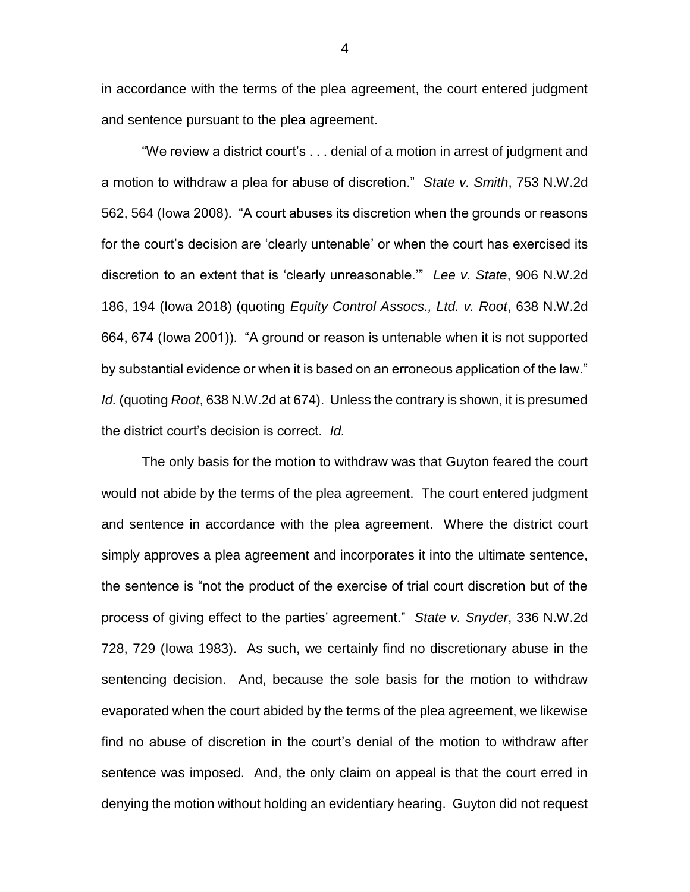in accordance with the terms of the plea agreement, the court entered judgment and sentence pursuant to the plea agreement.

"We review a district court's . . . denial of a motion in arrest of judgment and a motion to withdraw a plea for abuse of discretion." *State v. Smith*, 753 N.W.2d 562, 564 (Iowa 2008). "A court abuses its discretion when the grounds or reasons for the court's decision are 'clearly untenable' or when the court has exercised its discretion to an extent that is 'clearly unreasonable.'" *Lee v. State*, 906 N.W.2d 186, 194 (Iowa 2018) (quoting *Equity Control Assocs., Ltd. v. Root*, 638 N.W.2d 664, 674 (Iowa 2001)). "A ground or reason is untenable when it is not supported by substantial evidence or when it is based on an erroneous application of the law." *Id.* (quoting *Root*, 638 N.W.2d at 674). Unless the contrary is shown, it is presumed the district court's decision is correct. *Id.*

The only basis for the motion to withdraw was that Guyton feared the court would not abide by the terms of the plea agreement. The court entered judgment and sentence in accordance with the plea agreement. Where the district court simply approves a plea agreement and incorporates it into the ultimate sentence, the sentence is "not the product of the exercise of trial court discretion but of the process of giving effect to the parties' agreement." *State v. Snyder*, 336 N.W.2d 728, 729 (Iowa 1983). As such, we certainly find no discretionary abuse in the sentencing decision. And, because the sole basis for the motion to withdraw evaporated when the court abided by the terms of the plea agreement, we likewise find no abuse of discretion in the court's denial of the motion to withdraw after sentence was imposed. And, the only claim on appeal is that the court erred in denying the motion without holding an evidentiary hearing. Guyton did not request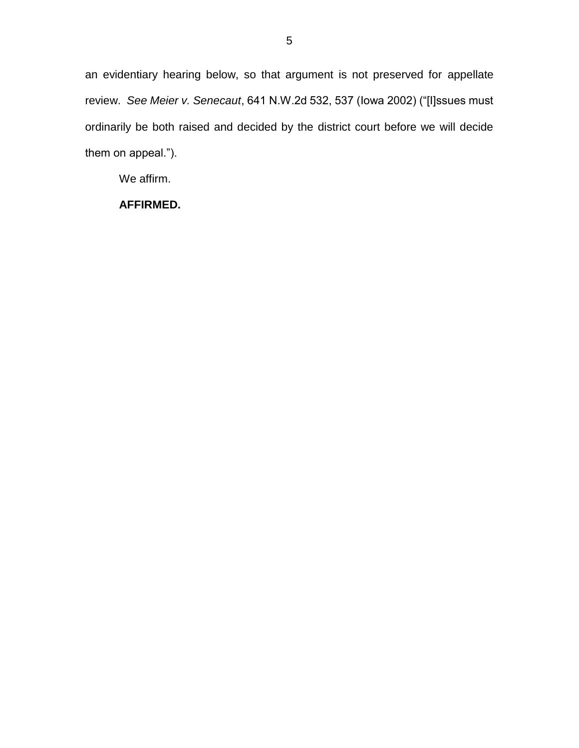an evidentiary hearing below, so that argument is not preserved for appellate review. *See Meier v. Senecaut*, 641 N.W.2d 532, 537 (Iowa 2002) ("[I]ssues must ordinarily be both raised and decided by the district court before we will decide them on appeal.").

We affirm.

**AFFIRMED.**